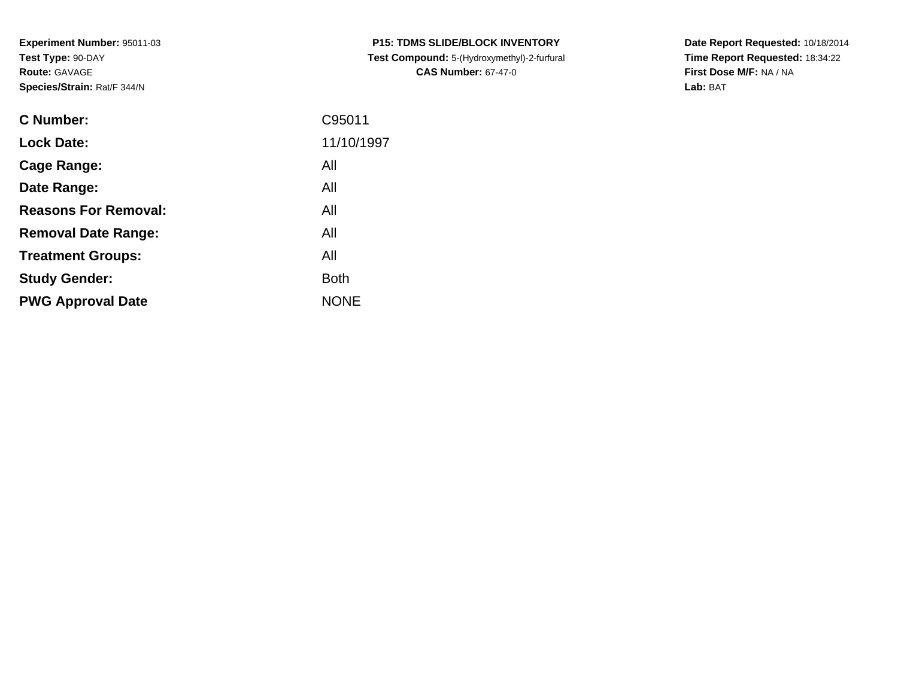**Experiment Number:** 95011-03
**Test Type:** 90-DAY
**Route:** GAVAGE
**Species/Strain:** Rat/F 344/N

**P15: TDMS SLIDE/BLOCK INVENTORY**
**Test Compound:** 5-(Hydroxymethyl)-2-furfural
**CAS Number:** 67-47-0

**Date Report Requested:** 10/18/2014
**Time Report Requested:** 18:34:22
**First Dose M/F:** NA / NA
**Lab:** BAT

| | |
|---|---|
| **C Number:** | C95011 |
| **Lock Date:** | 11/10/1997 |
| **Cage Range:** | All |
| **Date Range:** | All |
| **Reasons For Removal:** | All |
| **Removal Date Range:** | All |
| **Treatment Groups:** | All |
| **Study Gender:** | Both |
| **PWG Approval Date** | NONE |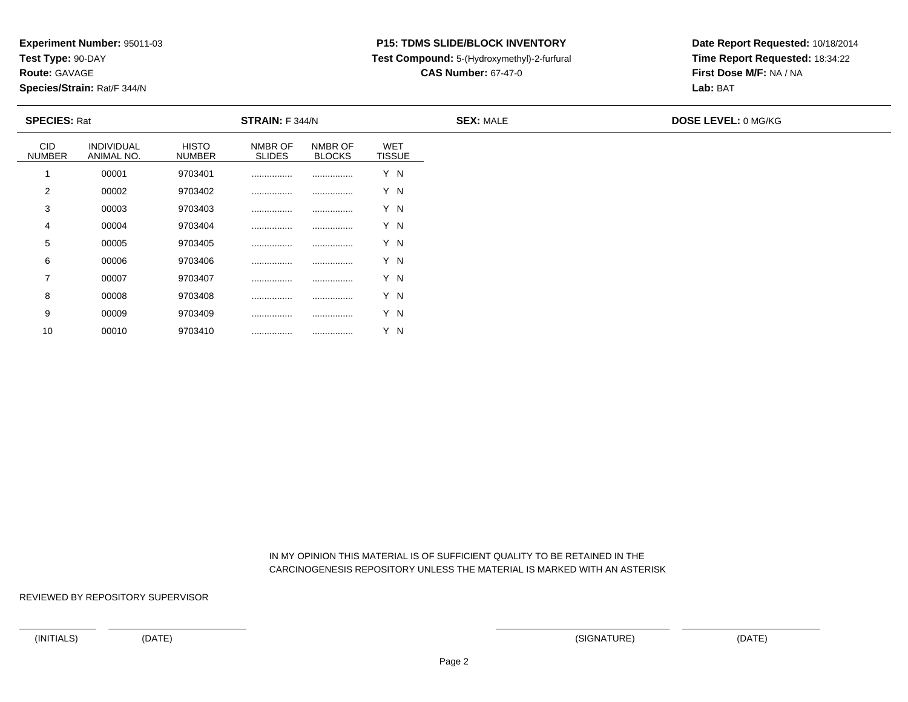**Experiment Number:** 95011-03
**Test Type:** 90-DAY
**Route:** GAVAGE
**Species/Strain:** Rat/F 344/N

**P15: TDMS SLIDE/BLOCK INVENTORY**
**Test Compound:** 5-(Hydroxymethyl)-2-furfural
**CAS Number:** 67-47-0

**Date Report Requested:** 10/18/2014
**Time Report Requested:** 18:34:22
**First Dose M/F:** NA / NA
**Lab:** BAT

**SPECIES:** Rat **STRAIN:** F 344/N **SEX:** MALE **DOSE LEVEL:** 0 MG/KG

| CID NUMBER | INDIVIDUAL ANIMAL NO. | HISTO NUMBER | NMBR OF SLIDES | NMBR OF BLOCKS | WET TISSUE |
|---|---|---|---|---|---|
| 1 | 00001 | 9703401 | ................ | ................ | Y N |
| 2 | 00002 | 9703402 | ................ | ................ | Y N |
| 3 | 00003 | 9703403 | ................ | ................ | Y N |
| 4 | 00004 | 9703404 | ................ | ................ | Y N |
| 5 | 00005 | 9703405 | ................ | ................ | Y N |
| 6 | 00006 | 9703406 | ................ | ................ | Y N |
| 7 | 00007 | 9703407 | ................ | ................ | Y N |
| 8 | 00008 | 9703408 | ................ | ................ | Y N |
| 9 | 00009 | 9703409 | ................ | ................ | Y N |
| 10 | 00010 | 9703410 | ................ | ................ | Y N |

IN MY OPINION THIS MATERIAL IS OF SUFFICIENT QUALITY TO BE RETAINED IN THE CARCINOGENESIS REPOSITORY UNLESS THE MATERIAL IS MARKED WITH AN ASTERISK

REVIEWED BY REPOSITORY SUPERVISOR

(INITIALS) (DATE) (SIGNATURE) (DATE)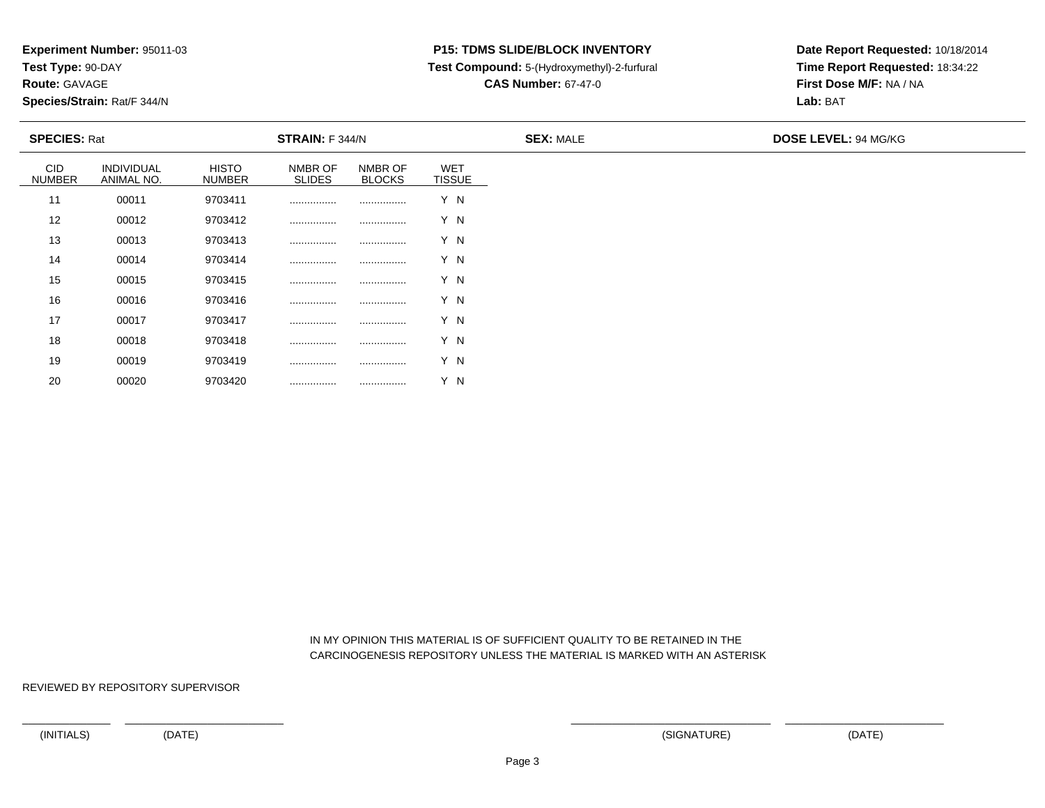**Experiment Number:** 95011-03
**Test Type:** 90-DAY
**Route:** GAVAGE
**Species/Strain:** Rat/F 344/N

**P15: TDMS SLIDE/BLOCK INVENTORY**
**Test Compound:** 5-(Hydroxymethyl)-2-furfural
**CAS Number:** 67-47-0

**Date Report Requested:** 10/18/2014
**Time Report Requested:** 18:34:22
**First Dose M/F:** NA / NA
**Lab:** BAT

**SPECIES:** Rat **STRAIN:** F 344/N **SEX:** MALE **DOSE LEVEL:** 94 MG/KG

| CID NUMBER | INDIVIDUAL ANIMAL NO. | HISTO NUMBER | NMBR OF SLIDES | NMBR OF BLOCKS | WET TISSUE |
|---|---|---|---|---|---|
| 11 | 00011 | 9703411 | ................ | ................ | Y N |
| 12 | 00012 | 9703412 | ................ | ................ | Y N |
| 13 | 00013 | 9703413 | ................ | ................ | Y N |
| 14 | 00014 | 9703414 | ................ | ................ | Y N |
| 15 | 00015 | 9703415 | ................ | ................ | Y N |
| 16 | 00016 | 9703416 | ................ | ................ | Y N |
| 17 | 00017 | 9703417 | ................ | ................ | Y N |
| 18 | 00018 | 9703418 | ................ | ................ | Y N |
| 19 | 00019 | 9703419 | ................ | ................ | Y N |
| 20 | 00020 | 9703420 | ................ | ................ | Y N |

IN MY OPINION THIS MATERIAL IS OF SUFFICIENT QUALITY TO BE RETAINED IN THE CARCINOGENESIS REPOSITORY UNLESS THE MATERIAL IS MARKED WITH AN ASTERISK

REVIEWED BY REPOSITORY SUPERVISOR

(INITIALS) (DATE) (SIGNATURE) (DATE)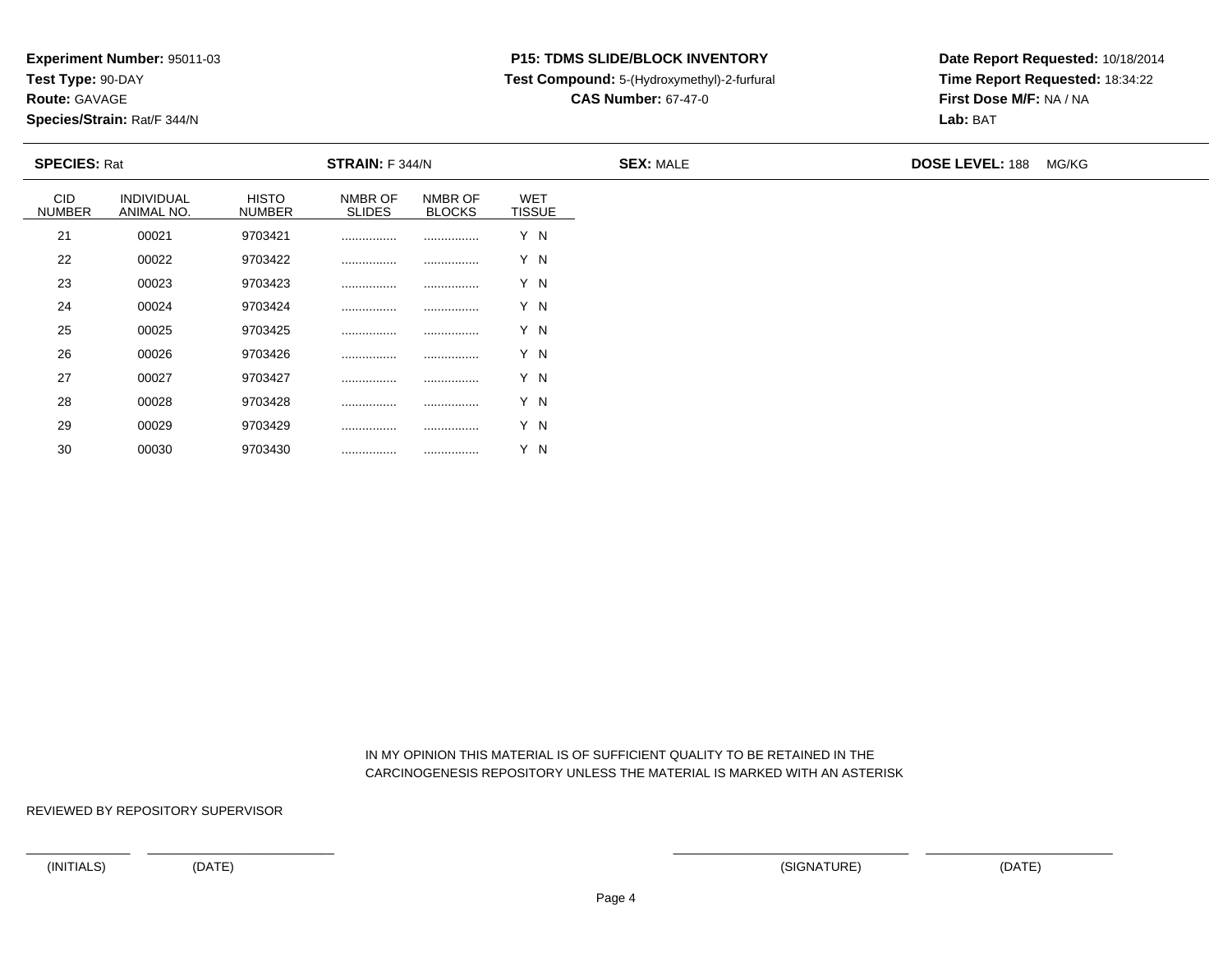**Experiment Number:** 95011-03
**Test Type:** 90-DAY
**Route:** GAVAGE
**Species/Strain:** Rat/F 344/N

**P15: TDMS SLIDE/BLOCK INVENTORY**
**Test Compound:** 5-(Hydroxymethyl)-2-furfural
**CAS Number:** 67-47-0

**Date Report Requested:** 10/18/2014
**Time Report Requested:** 18:34:22
**First Dose M/F:** NA / NA
**Lab:** BAT

**SPECIES:** Rat **STRAIN:** F 344/N **SEX:** MALE **DOSE LEVEL:** 188 MG/KG

| CID NUMBER | INDIVIDUAL ANIMAL NO. | HISTO NUMBER | NMBR OF SLIDES | NMBR OF BLOCKS | WET TISSUE |
|---|---|---|---|---|---|
| 21 | 00021 | 9703421 | ................ | ................ | Y N |
| 22 | 00022 | 9703422 | ................ | ................ | Y N |
| 23 | 00023 | 9703423 | ................ | ................ | Y N |
| 24 | 00024 | 9703424 | ................ | ................ | Y N |
| 25 | 00025 | 9703425 | ................ | ................ | Y N |
| 26 | 00026 | 9703426 | ................ | ................ | Y N |
| 27 | 00027 | 9703427 | ................ | ................ | Y N |
| 28 | 00028 | 9703428 | ................ | ................ | Y N |
| 29 | 00029 | 9703429 | ................ | ................ | Y N |
| 30 | 00030 | 9703430 | ................ | ................ | Y N |

IN MY OPINION THIS MATERIAL IS OF SUFFICIENT QUALITY TO BE RETAINED IN THE CARCINOGENESIS REPOSITORY UNLESS THE MATERIAL IS MARKED WITH AN ASTERISK

REVIEWED BY REPOSITORY SUPERVISOR

(INITIALS) (DATE) (SIGNATURE) (DATE)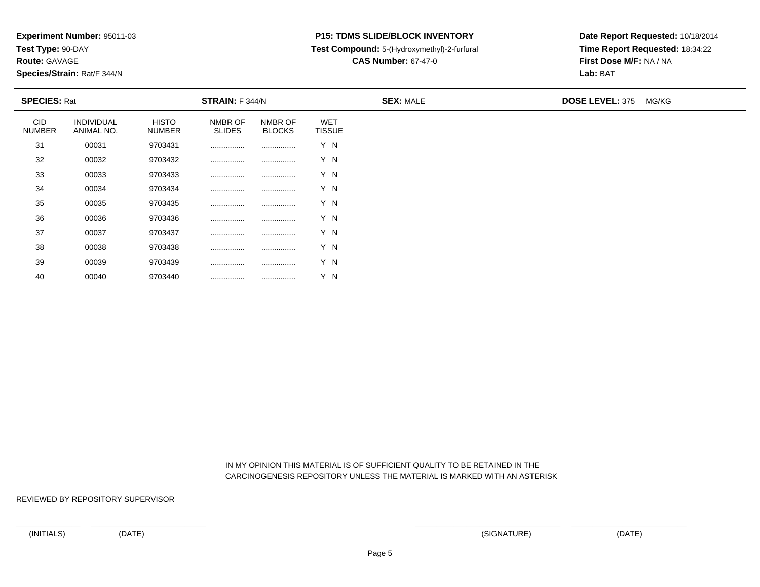**Experiment Number:** 95011-03
**Test Type:** 90-DAY
**Route:** GAVAGE
**Species/Strain:** Rat/F 344/N

**P15: TDMS SLIDE/BLOCK INVENTORY**
**Test Compound:** 5-(Hydroxymethyl)-2-furfural
**CAS Number:** 67-47-0

**Date Report Requested:** 10/18/2014
**Time Report Requested:** 18:34:22
**First Dose M/F:** NA / NA
**Lab:** BAT

**SPECIES:** Rat **STRAIN:** F 344/N **SEX:** MALE **DOSE LEVEL:** 375 MG/KG

| CID NUMBER | INDIVIDUAL ANIMAL NO. | HISTO NUMBER | NMBR OF SLIDES | NMBR OF BLOCKS | WET TISSUE |
|---|---|---|---|---|---|
| 31 | 00031 | 9703431 | ................ | ................ | Y N |
| 32 | 00032 | 9703432 | ................ | ................ | Y N |
| 33 | 00033 | 9703433 | ................ | ................ | Y N |
| 34 | 00034 | 9703434 | ................ | ................ | Y N |
| 35 | 00035 | 9703435 | ................ | ................ | Y N |
| 36 | 00036 | 9703436 | ................ | ................ | Y N |
| 37 | 00037 | 9703437 | ................ | ................ | Y N |
| 38 | 00038 | 9703438 | ................ | ................ | Y N |
| 39 | 00039 | 9703439 | ................ | ................ | Y N |
| 40 | 00040 | 9703440 | ................ | ................ | Y N |

IN MY OPINION THIS MATERIAL IS OF SUFFICIENT QUALITY TO BE RETAINED IN THE CARCINOGENESIS REPOSITORY UNLESS THE MATERIAL IS MARKED WITH AN ASTERISK

REVIEWED BY REPOSITORY SUPERVISOR

(INITIALS) (DATE) (SIGNATURE) (DATE)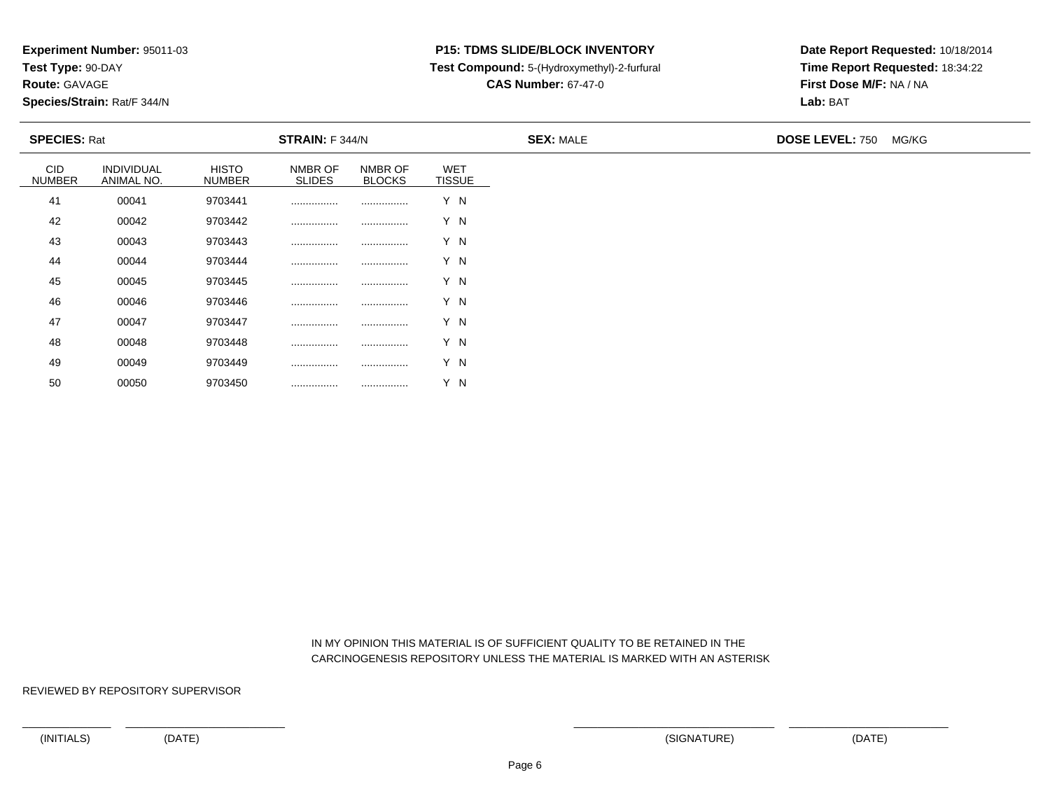**Experiment Number:** 95011-03
**Test Type:** 90-DAY
**Route:** GAVAGE
**Species/Strain:** Rat/F 344/N

**P15: TDMS SLIDE/BLOCK INVENTORY**
**Test Compound:** 5-(Hydroxymethyl)-2-furfural
**CAS Number:** 67-47-0

**Date Report Requested:** 10/18/2014
**Time Report Requested:** 18:34:22
**First Dose M/F:** NA / NA
**Lab:** BAT

**SPECIES:** Rat **STRAIN:** F 344/N **SEX:** MALE **DOSE LEVEL:** 750 MG/KG

| CID NUMBER | INDIVIDUAL ANIMAL NO. | HISTO NUMBER | NMBR OF SLIDES | NMBR OF BLOCKS | WET TISSUE |
|---|---|---|---|---|---|
| 41 | 00041 | 9703441 | ................ | ................ | Y N |
| 42 | 00042 | 9703442 | ................ | ................ | Y N |
| 43 | 00043 | 9703443 | ................ | ................ | Y N |
| 44 | 00044 | 9703444 | ................ | ................ | Y N |
| 45 | 00045 | 9703445 | ................ | ................ | Y N |
| 46 | 00046 | 9703446 | ................ | ................ | Y N |
| 47 | 00047 | 9703447 | ................ | ................ | Y N |
| 48 | 00048 | 9703448 | ................ | ................ | Y N |
| 49 | 00049 | 9703449 | ................ | ................ | Y N |
| 50 | 00050 | 9703450 | ................ | ................ | Y N |

IN MY OPINION THIS MATERIAL IS OF SUFFICIENT QUALITY TO BE RETAINED IN THE CARCINOGENESIS REPOSITORY UNLESS THE MATERIAL IS MARKED WITH AN ASTERISK

REVIEWED BY REPOSITORY SUPERVISOR

(INITIALS) (DATE) (SIGNATURE) (DATE)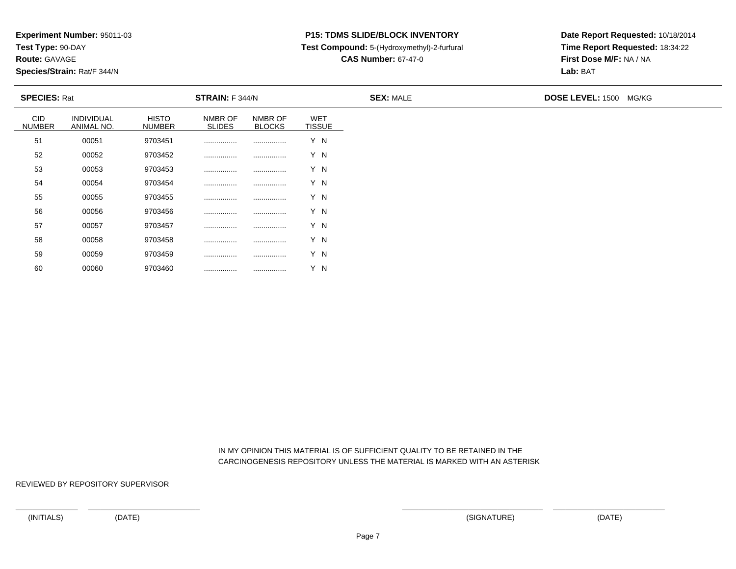**Experiment Number:** 95011-03
**Test Type:** 90-DAY
**Route:** GAVAGE
**Species/Strain:** Rat/F 344/N

**P15: TDMS SLIDE/BLOCK INVENTORY**
**Test Compound:** 5-(Hydroxymethyl)-2-furfural
**CAS Number:** 67-47-0

**Date Report Requested:** 10/18/2014
**Time Report Requested:** 18:34:22
**First Dose M/F:** NA / NA
**Lab:** BAT

**SPECIES:** Rat **STRAIN:** F 344/N **SEX:** MALE **DOSE LEVEL:** 1500 MG/KG

| CID NUMBER | INDIVIDUAL ANIMAL NO. | HISTO NUMBER | NMBR OF SLIDES | NMBR OF BLOCKS | WET TISSUE |
|---|---|---|---|---|---|
| 51 | 00051 | 9703451 | ................ | ................ | Y N |
| 52 | 00052 | 9703452 | ................ | ................ | Y N |
| 53 | 00053 | 9703453 | ................ | ................ | Y N |
| 54 | 00054 | 9703454 | ................ | ................ | Y N |
| 55 | 00055 | 9703455 | ................ | ................ | Y N |
| 56 | 00056 | 9703456 | ................ | ................ | Y N |
| 57 | 00057 | 9703457 | ................ | ................ | Y N |
| 58 | 00058 | 9703458 | ................ | ................ | Y N |
| 59 | 00059 | 9703459 | ................ | ................ | Y N |
| 60 | 00060 | 9703460 | ................ | ................ | Y N |

IN MY OPINION THIS MATERIAL IS OF SUFFICIENT QUALITY TO BE RETAINED IN THE CARCINOGENESIS REPOSITORY UNLESS THE MATERIAL IS MARKED WITH AN ASTERISK

REVIEWED BY REPOSITORY SUPERVISOR

(INITIALS) (DATE) (SIGNATURE) (DATE)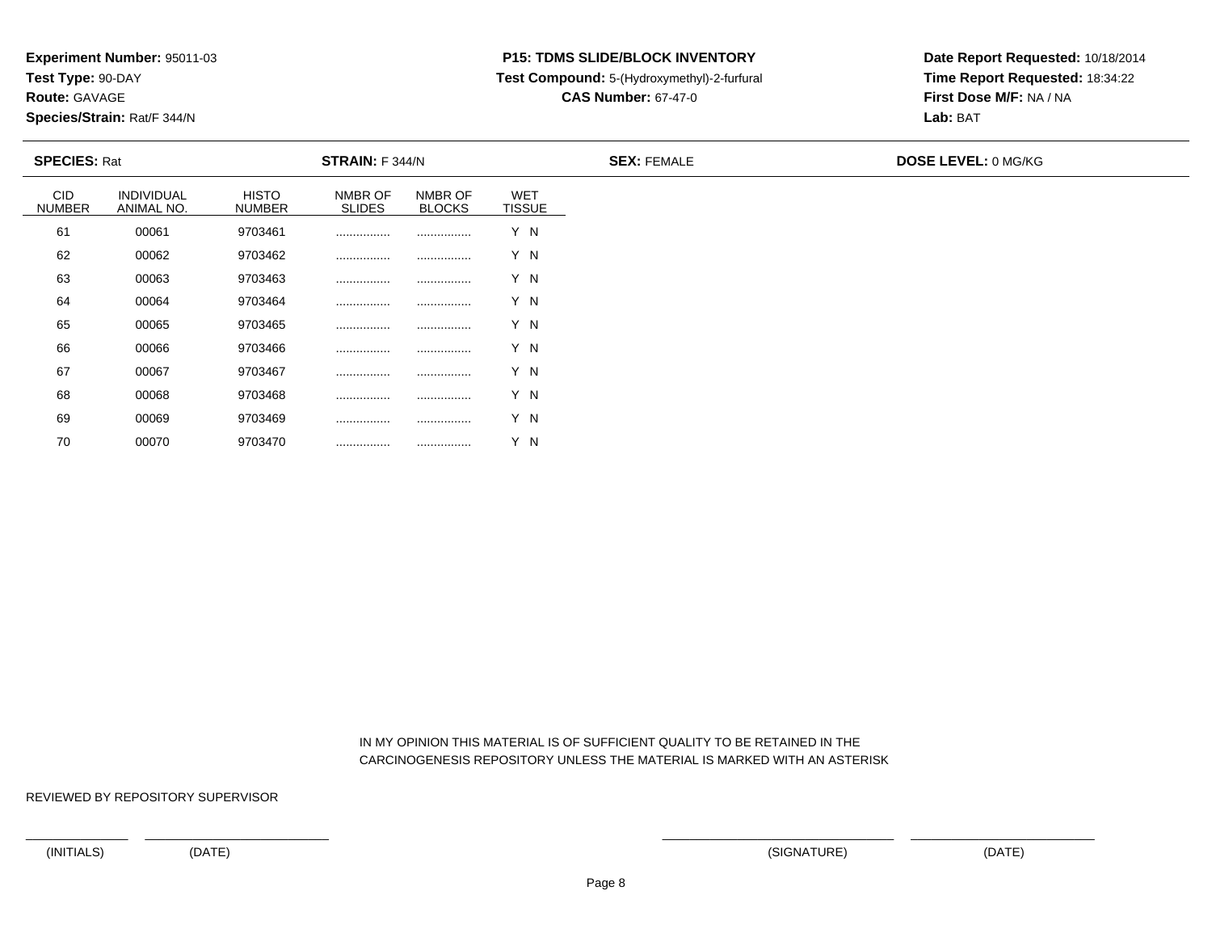**Experiment Number:** 95011-03
**Test Type:** 90-DAY
**Route:** GAVAGE
**Species/Strain:** Rat/F 344/N

**P15: TDMS SLIDE/BLOCK INVENTORY**
**Test Compound:** 5-(Hydroxymethyl)-2-furfural
**CAS Number:** 67-47-0

**Date Report Requested:** 10/18/2014
**Time Report Requested:** 18:34:22
**First Dose M/F:** NA / NA
**Lab:** BAT

**SPECIES:** Rat **STRAIN:** F 344/N **SEX:** FEMALE **DOSE LEVEL:** 0 MG/KG

| CID NUMBER | INDIVIDUAL ANIMAL NO. | HISTO NUMBER | NMBR OF SLIDES | NMBR OF BLOCKS | WET TISSUE |
|---|---|---|---|---|---|
| 61 | 00061 | 9703461 | ................ | ................ | Y N |
| 62 | 00062 | 9703462 | ................ | ................ | Y N |
| 63 | 00063 | 9703463 | ................ | ................ | Y N |
| 64 | 00064 | 9703464 | ................ | ................ | Y N |
| 65 | 00065 | 9703465 | ................ | ................ | Y N |
| 66 | 00066 | 9703466 | ................ | ................ | Y N |
| 67 | 00067 | 9703467 | ................ | ................ | Y N |
| 68 | 00068 | 9703468 | ................ | ................ | Y N |
| 69 | 00069 | 9703469 | ................ | ................ | Y N |
| 70 | 00070 | 9703470 | ................ | ................ | Y N |

IN MY OPINION THIS MATERIAL IS OF SUFFICIENT QUALITY TO BE RETAINED IN THE CARCINOGENESIS REPOSITORY UNLESS THE MATERIAL IS MARKED WITH AN ASTERISK

REVIEWED BY REPOSITORY SUPERVISOR

(INITIALS) (DATE) (SIGNATURE) (DATE)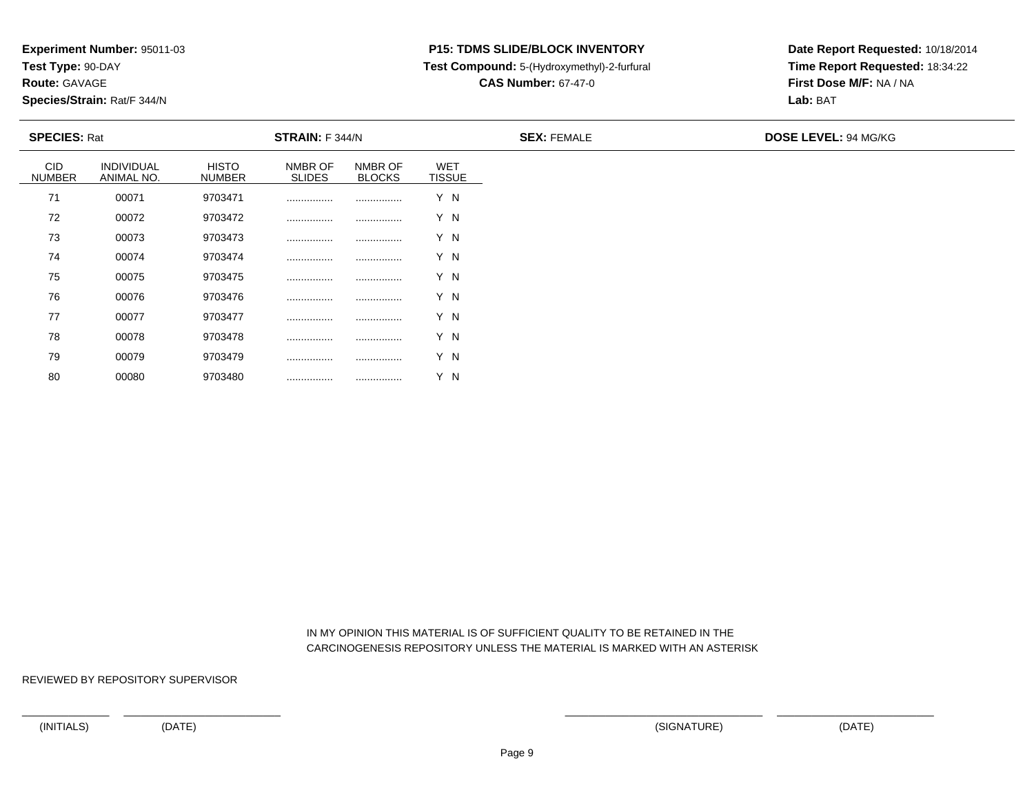**Experiment Number:** 95011-03
**Test Type:** 90-DAY
**Route:** GAVAGE
**Species/Strain:** Rat/F 344/N

**P15: TDMS SLIDE/BLOCK INVENTORY**
**Test Compound:** 5-(Hydroxymethyl)-2-furfural
**CAS Number:** 67-47-0

**Date Report Requested:** 10/18/2014
**Time Report Requested:** 18:34:22
**First Dose M/F:** NA / NA
**Lab:** BAT

**SPECIES:** Rat **STRAIN:** F 344/N **SEX:** FEMALE **DOSE LEVEL:** 94 MG/KG

| CID NUMBER | INDIVIDUAL ANIMAL NO. | HISTO NUMBER | NMBR OF SLIDES | NMBR OF BLOCKS | WET TISSUE |
|---|---|---|---|---|---|
| 71 | 00071 | 9703471 | ................ | ................ | Y N |
| 72 | 00072 | 9703472 | ................ | ................ | Y N |
| 73 | 00073 | 9703473 | ................ | ................ | Y N |
| 74 | 00074 | 9703474 | ................ | ................ | Y N |
| 75 | 00075 | 9703475 | ................ | ................ | Y N |
| 76 | 00076 | 9703476 | ................ | ................ | Y N |
| 77 | 00077 | 9703477 | ................ | ................ | Y N |
| 78 | 00078 | 9703478 | ................ | ................ | Y N |
| 79 | 00079 | 9703479 | ................ | ................ | Y N |
| 80 | 00080 | 9703480 | ................ | ................ | Y N |

IN MY OPINION THIS MATERIAL IS OF SUFFICIENT QUALITY TO BE RETAINED IN THE CARCINOGENESIS REPOSITORY UNLESS THE MATERIAL IS MARKED WITH AN ASTERISK

REVIEWED BY REPOSITORY SUPERVISOR

(INITIALS) (DATE) (SIGNATURE) (DATE)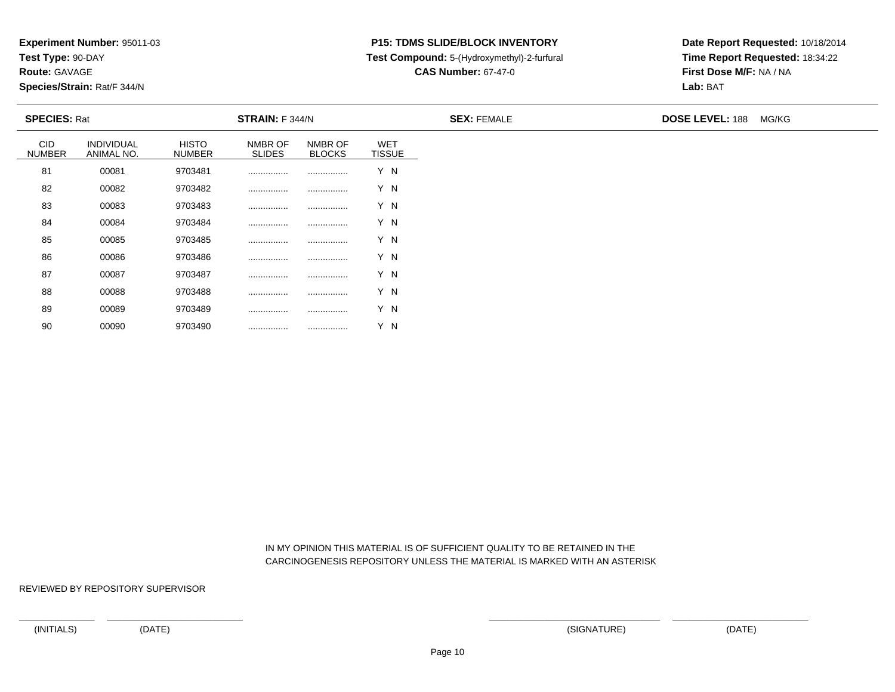**Experiment Number:** 95011-03
**Test Type:** 90-DAY
**Route:** GAVAGE
**Species/Strain:** Rat/F 344/N

**P15: TDMS SLIDE/BLOCK INVENTORY**
**Test Compound:** 5-(Hydroxymethyl)-2-furfural
**CAS Number:** 67-47-0

**Date Report Requested:** 10/18/2014
**Time Report Requested:** 18:34:22
**First Dose M/F:** NA / NA
**Lab:** BAT

**SPECIES:** Rat　　**STRAIN:** F 344/N　　**SEX:** FEMALE　　**DOSE LEVEL:** 188 MG/KG

| CID NUMBER | INDIVIDUAL ANIMAL NO. | HISTO NUMBER | NMBR OF SLIDES | NMBR OF BLOCKS | WET TISSUE |
|---|---|---|---|---|---|
| 81 | 00081 | 9703481 | ................ | ................ | Y N |
| 82 | 00082 | 9703482 | ................ | ................ | Y N |
| 83 | 00083 | 9703483 | ................ | ................ | Y N |
| 84 | 00084 | 9703484 | ................ | ................ | Y N |
| 85 | 00085 | 9703485 | ................ | ................ | Y N |
| 86 | 00086 | 9703486 | ................ | ................ | Y N |
| 87 | 00087 | 9703487 | ................ | ................ | Y N |
| 88 | 00088 | 9703488 | ................ | ................ | Y N |
| 89 | 00089 | 9703489 | ................ | ................ | Y N |
| 90 | 00090 | 9703490 | ................ | ................ | Y N |

IN MY OPINION THIS MATERIAL IS OF SUFFICIENT QUALITY TO BE RETAINED IN THE CARCINOGENESIS REPOSITORY UNLESS THE MATERIAL IS MARKED WITH AN ASTERISK

REVIEWED BY REPOSITORY SUPERVISOR

(INITIALS)　　(DATE)　　(SIGNATURE)　　(DATE)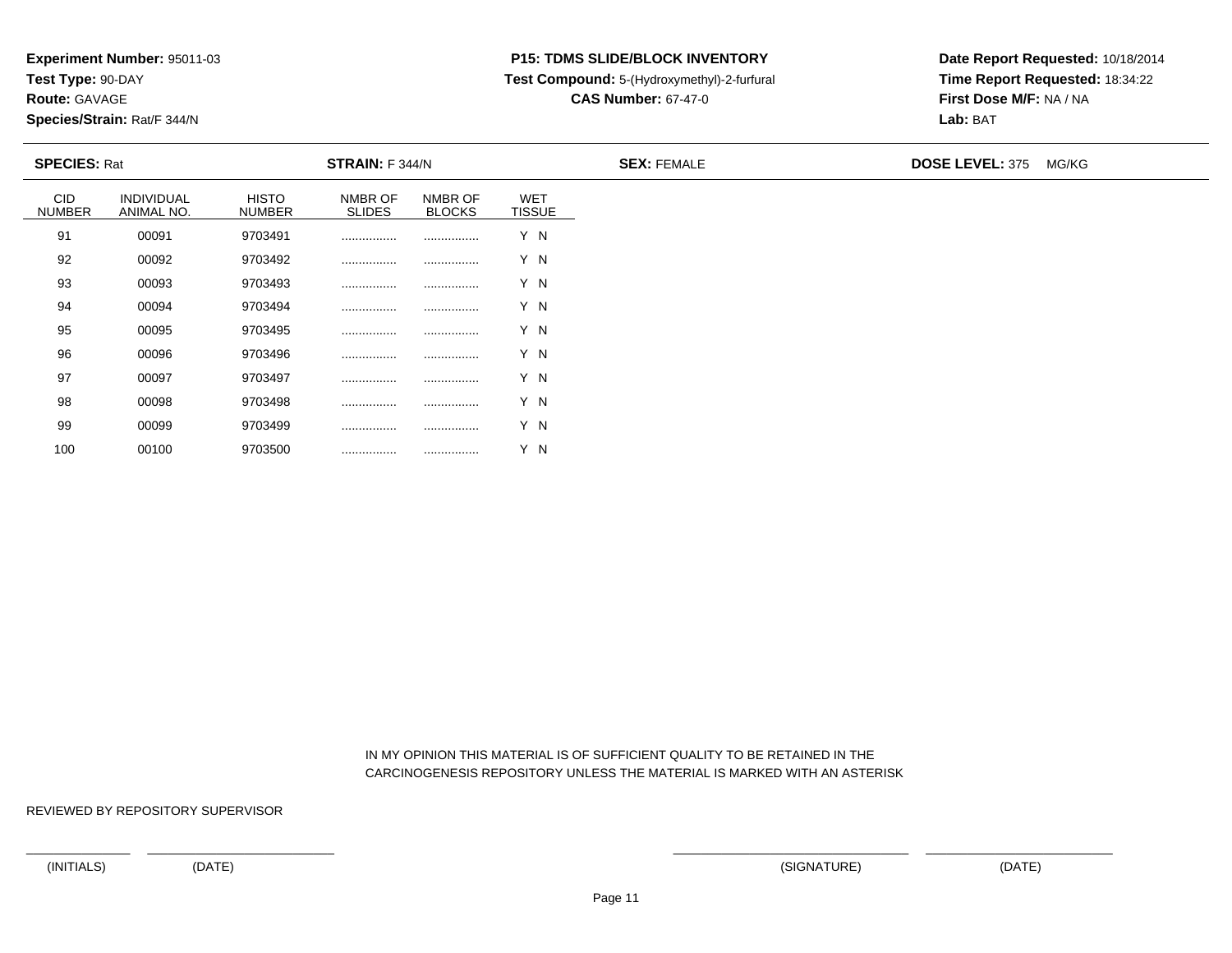**Experiment Number:** 95011-03
**Test Type:** 90-DAY
**Route:** GAVAGE
**Species/Strain:** Rat/F 344/N

**P15: TDMS SLIDE/BLOCK INVENTORY**
**Test Compound:** 5-(Hydroxymethyl)-2-furfural
**CAS Number:** 67-47-0

**Date Report Requested:** 10/18/2014
**Time Report Requested:** 18:34:22
**First Dose M/F:** NA / NA
**Lab:** BAT

**SPECIES:** Rat **STRAIN:** F 344/N **SEX:** FEMALE **DOSE LEVEL:** 375 MG/KG

| CID NUMBER | INDIVIDUAL ANIMAL NO. | HISTO NUMBER | NMBR OF SLIDES | NMBR OF BLOCKS | WET TISSUE |
|---|---|---|---|---|---|
| 91 | 00091 | 9703491 | ................ | ................ | Y N |
| 92 | 00092 | 9703492 | ................ | ................ | Y N |
| 93 | 00093 | 9703493 | ................ | ................ | Y N |
| 94 | 00094 | 9703494 | ................ | ................ | Y N |
| 95 | 00095 | 9703495 | ................ | ................ | Y N |
| 96 | 00096 | 9703496 | ................ | ................ | Y N |
| 97 | 00097 | 9703497 | ................ | ................ | Y N |
| 98 | 00098 | 9703498 | ................ | ................ | Y N |
| 99 | 00099 | 9703499 | ................ | ................ | Y N |
| 100 | 00100 | 9703500 | ................ | ................ | Y N |

IN MY OPINION THIS MATERIAL IS OF SUFFICIENT QUALITY TO BE RETAINED IN THE CARCINOGENESIS REPOSITORY UNLESS THE MATERIAL IS MARKED WITH AN ASTERISK

REVIEWED BY REPOSITORY SUPERVISOR

(INITIALS) (DATE) (SIGNATURE) (DATE)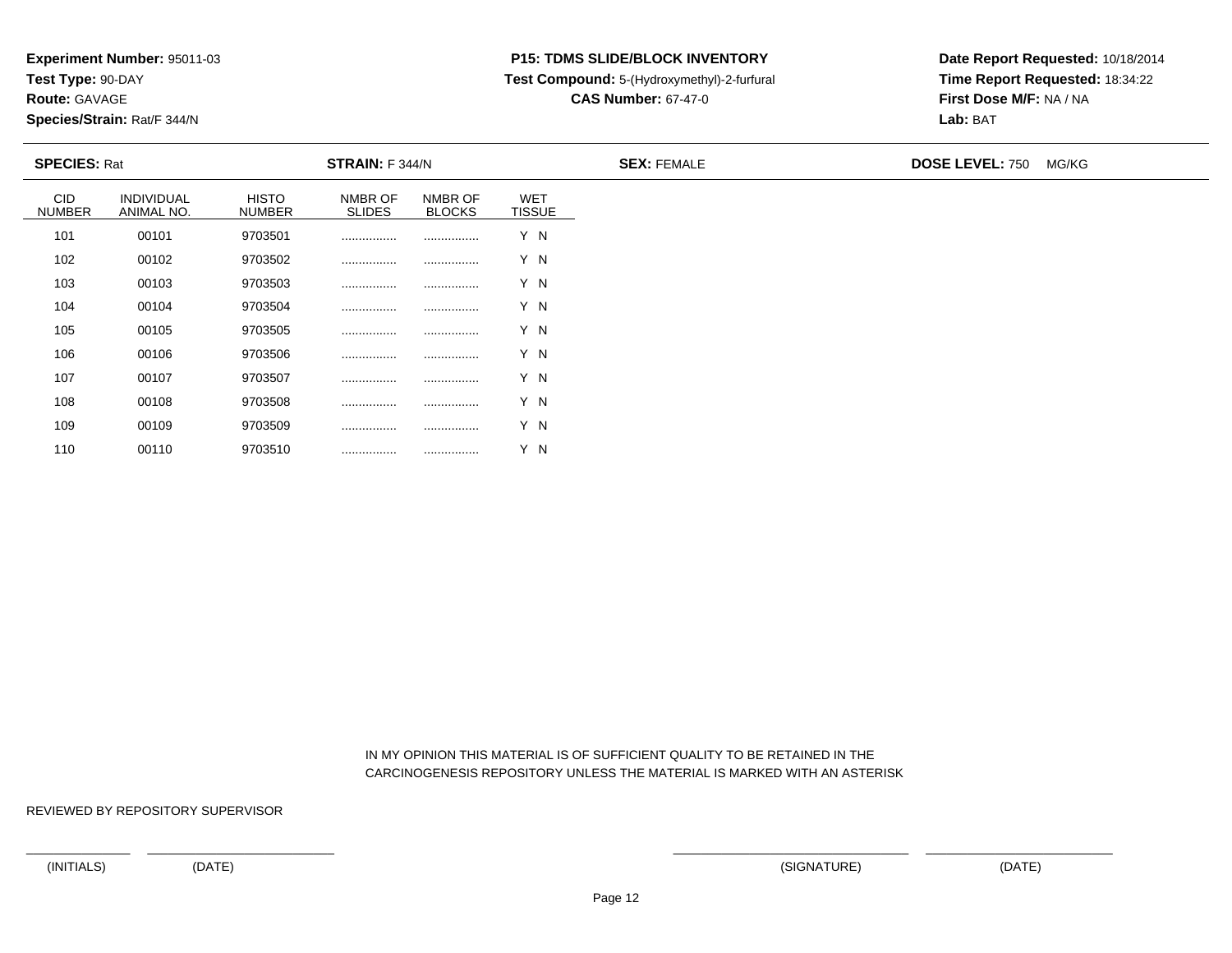**Experiment Number:** 95011-03
**Test Type:** 90-DAY
**Route:** GAVAGE
**Species/Strain:** Rat/F 344/N

**P15: TDMS SLIDE/BLOCK INVENTORY**
**Test Compound:** 5-(Hydroxymethyl)-2-furfural
**CAS Number:** 67-47-0

**Date Report Requested:** 10/18/2014
**Time Report Requested:** 18:34:22
**First Dose M/F:** NA / NA
**Lab:** BAT

**SPECIES:** Rat **STRAIN:** F 344/N **SEX:** FEMALE **DOSE LEVEL:** 750 MG/KG

| CID NUMBER | INDIVIDUAL ANIMAL NO. | HISTO NUMBER | NMBR OF SLIDES | NMBR OF BLOCKS | WET TISSUE |
|---|---|---|---|---|---|
| 101 | 00101 | 9703501 | ................ | ................ | Y N |
| 102 | 00102 | 9703502 | ................ | ................ | Y N |
| 103 | 00103 | 9703503 | ................ | ................ | Y N |
| 104 | 00104 | 9703504 | ................ | ................ | Y N |
| 105 | 00105 | 9703505 | ................ | ................ | Y N |
| 106 | 00106 | 9703506 | ................ | ................ | Y N |
| 107 | 00107 | 9703507 | ................ | ................ | Y N |
| 108 | 00108 | 9703508 | ................ | ................ | Y N |
| 109 | 00109 | 9703509 | ................ | ................ | Y N |
| 110 | 00110 | 9703510 | ................ | ................ | Y N |

IN MY OPINION THIS MATERIAL IS OF SUFFICIENT QUALITY TO BE RETAINED IN THE CARCINOGENESIS REPOSITORY UNLESS THE MATERIAL IS MARKED WITH AN ASTERISK

REVIEWED BY REPOSITORY SUPERVISOR

(INITIALS) (DATE) (SIGNATURE) (DATE)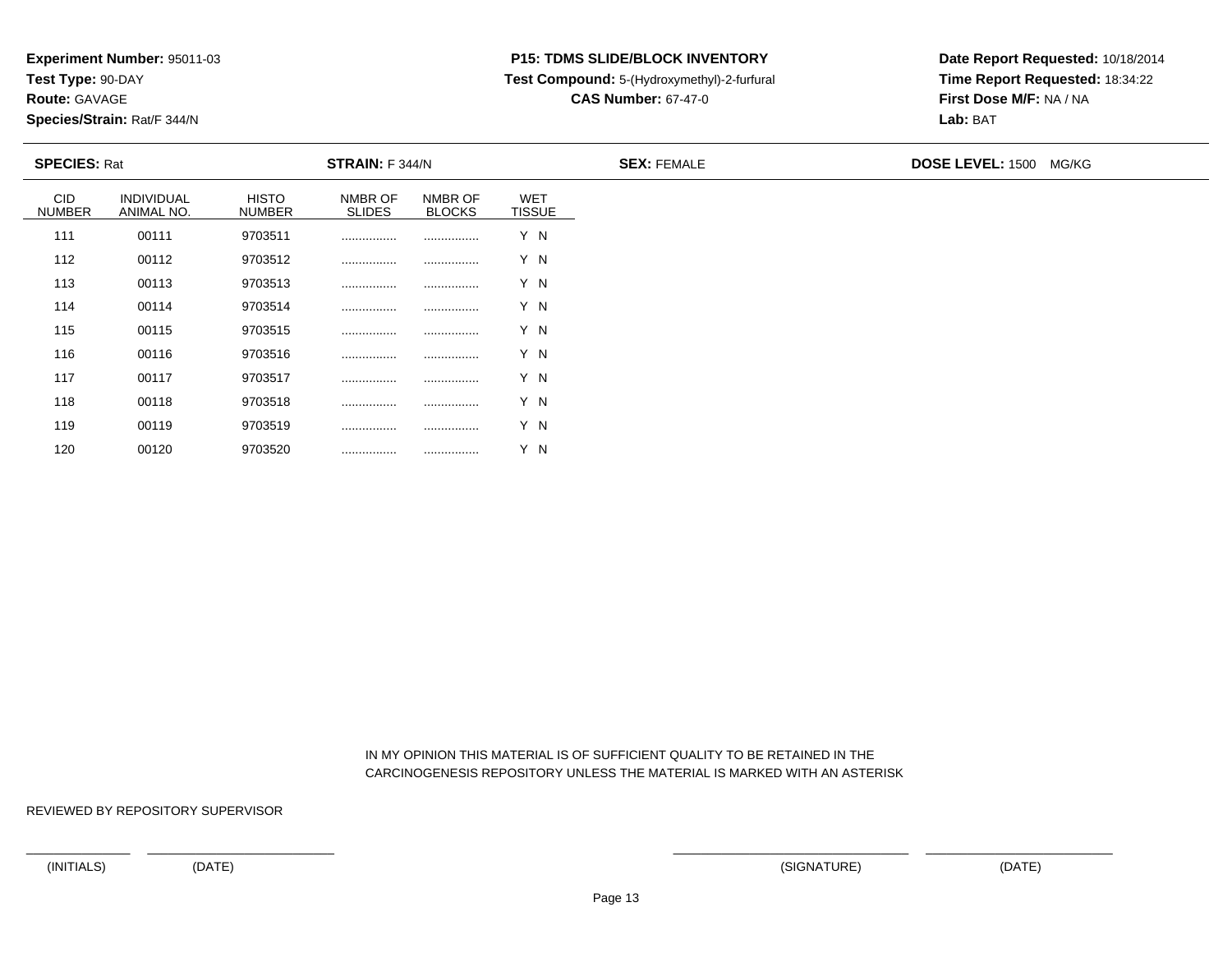**Experiment Number:** 95011-03
**Test Type:** 90-DAY
**Route:** GAVAGE
**Species/Strain:** Rat/F 344/N

**P15: TDMS SLIDE/BLOCK INVENTORY**
**Test Compound:** 5-(Hydroxymethyl)-2-furfural
**CAS Number:** 67-47-0

**Date Report Requested:** 10/18/2014
**Time Report Requested:** 18:34:22
**First Dose M/F:** NA / NA
**Lab:** BAT

**SPECIES:** Rat　**STRAIN:** F 344/N　**SEX:** FEMALE　**DOSE LEVEL:** 1500 MG/KG

| CID NUMBER | INDIVIDUAL ANIMAL NO. | HISTO NUMBER | NMBR OF SLIDES | NMBR OF BLOCKS | WET TISSUE |
|---|---|---|---|---|---|
| 111 | 00111 | 9703511 | ................ | ................ | Y N |
| 112 | 00112 | 9703512 | ................ | ................ | Y N |
| 113 | 00113 | 9703513 | ................ | ................ | Y N |
| 114 | 00114 | 9703514 | ................ | ................ | Y N |
| 115 | 00115 | 9703515 | ................ | ................ | Y N |
| 116 | 00116 | 9703516 | ................ | ................ | Y N |
| 117 | 00117 | 9703517 | ................ | ................ | Y N |
| 118 | 00118 | 9703518 | ................ | ................ | Y N |
| 119 | 00119 | 9703519 | ................ | ................ | Y N |
| 120 | 00120 | 9703520 | ................ | ................ | Y N |

IN MY OPINION THIS MATERIAL IS OF SUFFICIENT QUALITY TO BE RETAINED IN THE CARCINOGENESIS REPOSITORY UNLESS THE MATERIAL IS MARKED WITH AN ASTERISK

REVIEWED BY REPOSITORY SUPERVISOR

(INITIALS)　(DATE)　(SIGNATURE)　(DATE)